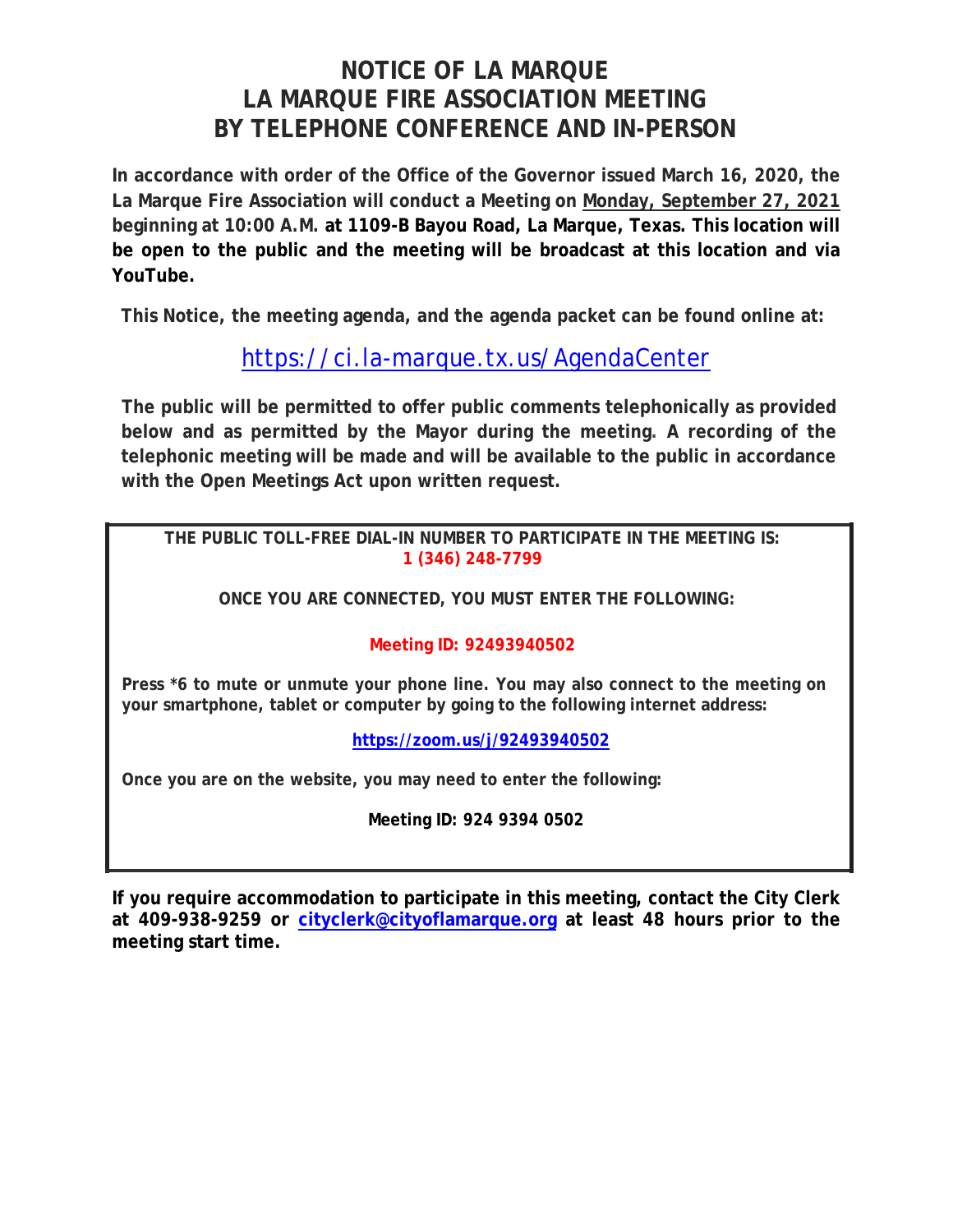# NOTICE OF LA MARQUE
# LA MARQUE FIRE ASSOCIATION MEETING
# BY TELEPHONE CONFERENCE AND IN-PERSON

**In accordance with order of the Office of the Governor issued March 16, 2020, the La Marque Fire Association will conduct a Meeting on Monday, September 27, 2021 beginning at 10:00 A.M. at 1109-B Bayou Road, La Marque, Texas. This location will be open to the public and the meeting will be broadcast at this location and via YouTube.**

**This Notice, the meeting agenda, and the agenda packet can be found online at:**

https://ci.la-marque.tx.us/AgendaCenter

**The public will be permitted to offer public comments telephonically as provided below and as permitted by the Mayor during the meeting. A recording of the telephonic meeting will be made and will be available to the public in accordance with the Open Meetings Act upon written request.**

**THE PUBLIC TOLL-FREE DIAL-IN NUMBER TO PARTICIPATE IN THE MEETING IS:**
**1 (346) 248-7799**

**ONCE YOU ARE CONNECTED, YOU MUST ENTER THE FOLLOWING:**

**Meeting ID: 92493940502**

**Press *6 to mute or unmute your phone line. You may also connect to the meeting on your smartphone, tablet or computer by going to the following internet address:**

**https://zoom.us/j/92493940502**

**Once you are on the website, you may need to enter the following:**

**Meeting ID: 924 9394 0502**

**If you require accommodation to participate in this meeting, contact the City Clerk at 409-938-9259 or cityclerk@cityoflamarque.org at least 48 hours prior to the meeting start time.**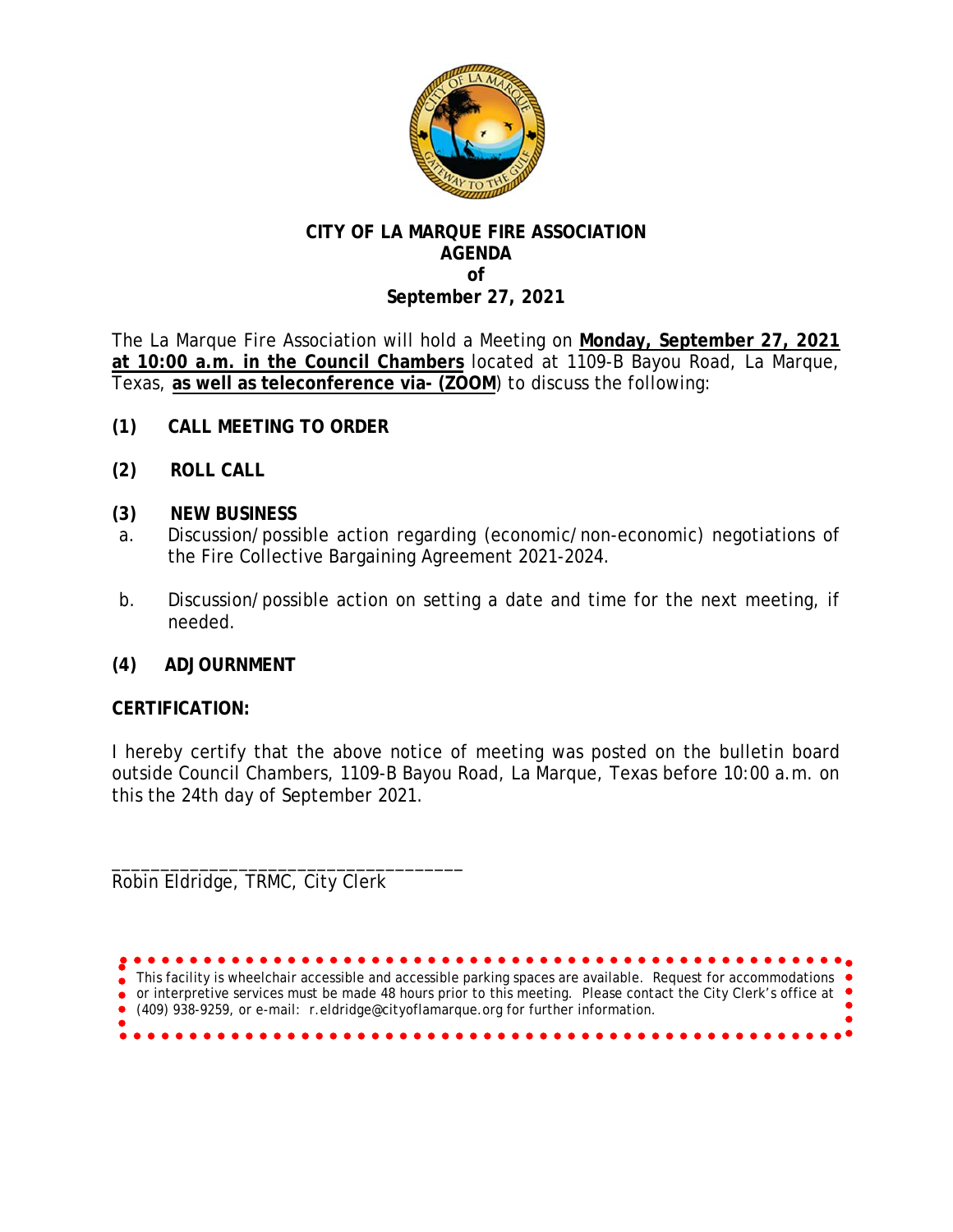# CITY OF LA MARQUE FIRE ASSOCIATION
# AGENDA
# of
# September 27, 2021

The La Marque Fire Association will hold a Meeting on **Monday, September 27, 2021 at 10:00 a.m. in the Council Chambers** located at 1109-B Bayou Road, La Marque, Texas, **as well as teleconference via- (ZOOM**) to discuss the following:

**(1) CALL MEETING TO ORDER**

**(2) ROLL CALL**

**(3) NEW BUSINESS**

a. Discussion/possible action regarding (economic/non-economic) negotiations of the Fire Collective Bargaining Agreement 2021-2024.

b. Discussion/possible action on setting a date and time for the next meeting, if needed.

**(4) ADJOURNMENT**

**CERTIFICATION:**

I hereby certify that the above notice of meeting was posted on the bulletin board outside Council Chambers, 1109-B Bayou Road, La Marque, Texas before 10:00 a.m. on this the 24th day of September 2021.

___________________________________

Robin Eldridge, TRMC, City Clerk

This facility is wheelchair accessible and accessible parking spaces are available. Request for accommodations or interpretive services must be made 48 hours prior to this meeting. Please contact the City Clerk's office at (409) 938-9259, or e-mail: r.eldridge@cityoflamarque.org for further information.